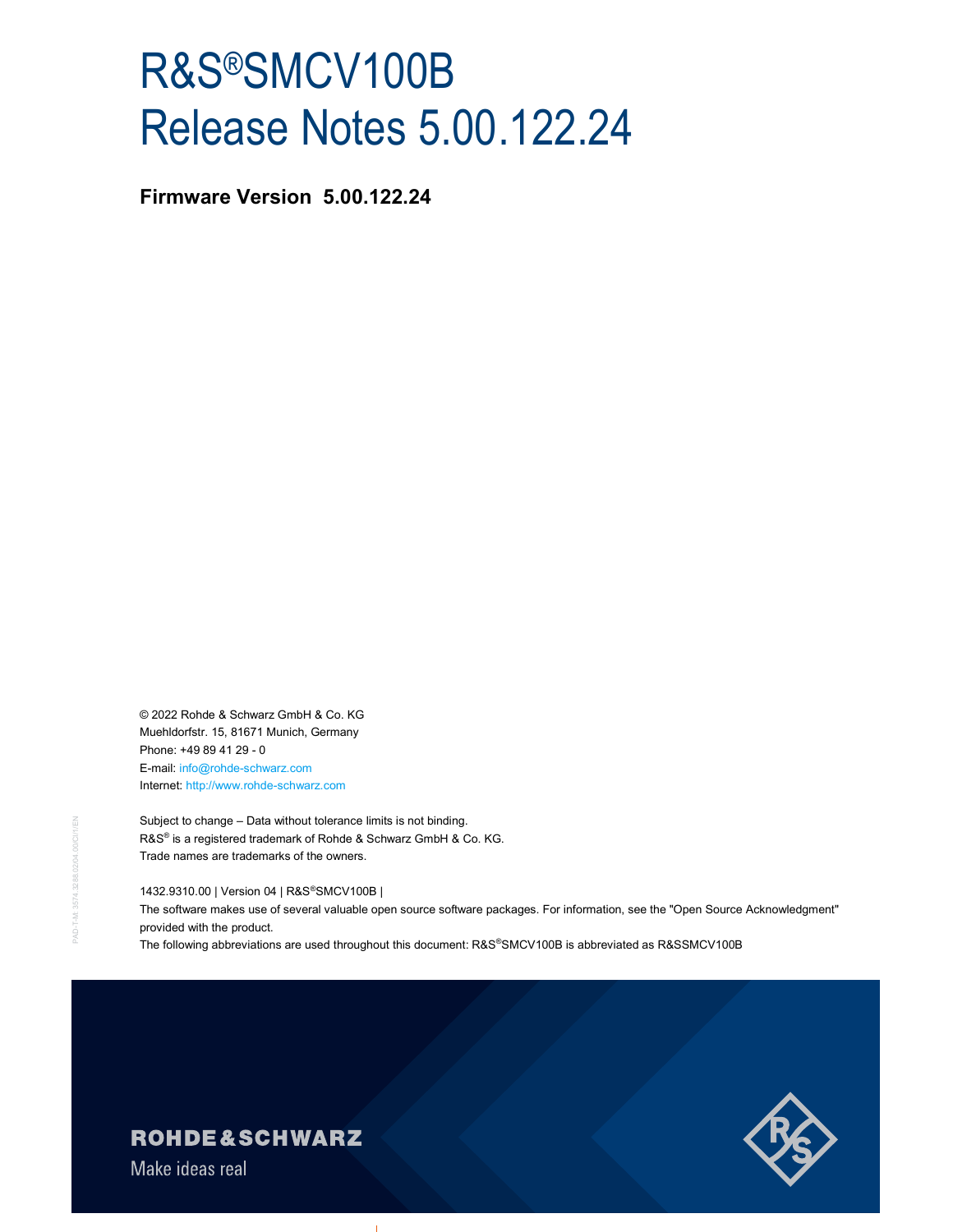# R&S®SMCV100B Release Notes 5.00.122.24

**Firmware Version 5.00.122.24**

© 2022 Rohde & Schwarz GmbH & Co. KG
Muehldorfstr. 15, 81671 Munich, Germany
Phone: +49 89 41 29 - 0
E-mail: info@rohde-schwarz.com
Internet: http://www.rohde-schwarz.com

Subject to change – Data without tolerance limits is not binding.
R&S® is a registered trademark of Rohde & Schwarz GmbH & Co. KG.
Trade names are trademarks of the owners.

1432.9310.00 | Version 04 | R&S®SMCV100B |
The software makes use of several valuable open source software packages. For information, see the "Open Source Acknowledgment" provided with the product.
The following abbreviations are used throughout this document: R&S®SMCV100B is abbreviated as R&SSMCV100B

ROHDE&SCHWARZ
Make ideas real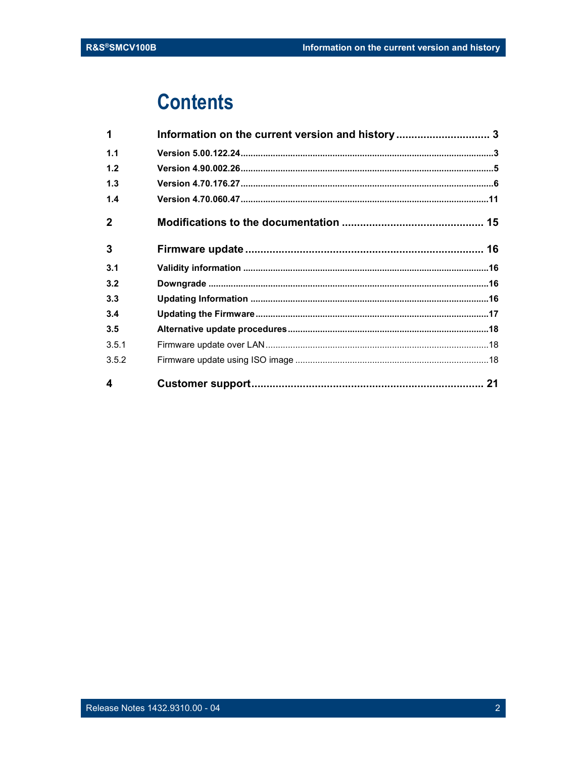# Contents

| | | |
|---|---|---|
| **1** | **Information on the current version and history** | **3** |
| **1.1** | **Version 5.00.122.24** | **3** |
| **1.2** | **Version 4.90.002.26** | **5** |
| **1.3** | **Version 4.70.176.27** | **6** |
| **1.4** | **Version 4.70.060.47** | **11** |
| **2** | **Modifications to the documentation** | **15** |
| **3** | **Firmware update** | **16** |
| **3.1** | **Validity information** | **16** |
| **3.2** | **Downgrade** | **16** |
| **3.3** | **Updating Information** | **16** |
| **3.4** | **Updating the Firmware** | **17** |
| **3.5** | **Alternative update procedures** | **18** |
| 3.5.1 | Firmware update over LAN | 18 |
| 3.5.2 | Firmware update using ISO image | 18 |
| **4** | **Customer support** | **21** |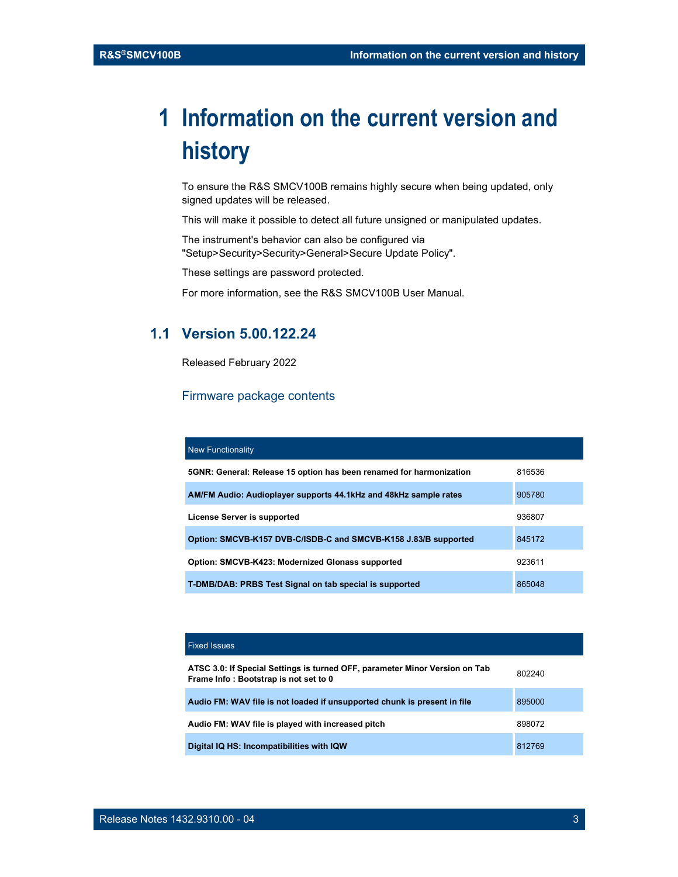# 1 Information on the current version and history

To ensure the R&S SMCV100B remains highly secure when being updated, only signed updates will be released.

This will make it possible to detect all future unsigned or manipulated updates.

The instrument's behavior can also be configured via "Setup>Security>Security>General>Secure Update Policy".

These settings are password protected.

For more information, see the R&S SMCV100B User Manual.

## 1.1 Version 5.00.122.24

Released February 2022

### Firmware package contents

| New Functionality | |
|---|---|
| **5GNR: General: Release 15 option has been renamed for harmonization** | 816536 |
| **AM/FM Audio: Audioplayer supports 44.1kHz and 48kHz sample rates** | 905780 |
| **License Server is supported** | 936807 |
| **Option: SMCVB-K157 DVB-C/ISDB-C and SMCVB-K158 J.83/B supported** | 845172 |
| **Option: SMCVB-K423: Modernized Glonass supported** | 923611 |
| **T-DMB/DAB: PRBS Test Signal on tab special is supported** | 865048 |

| Fixed Issues | |
|---|---|
| **ATSC 3.0: If Special Settings is turned OFF, parameter Minor Version on Tab Frame Info : Bootstrap is not set to 0** | 802240 |
| **Audio FM: WAV file is not loaded if unsupported chunk is present in file** | 895000 |
| **Audio FM: WAV file is played with increased pitch** | 898072 |
| **Digital IQ HS: Incompatibilities with IQW** | 812769 |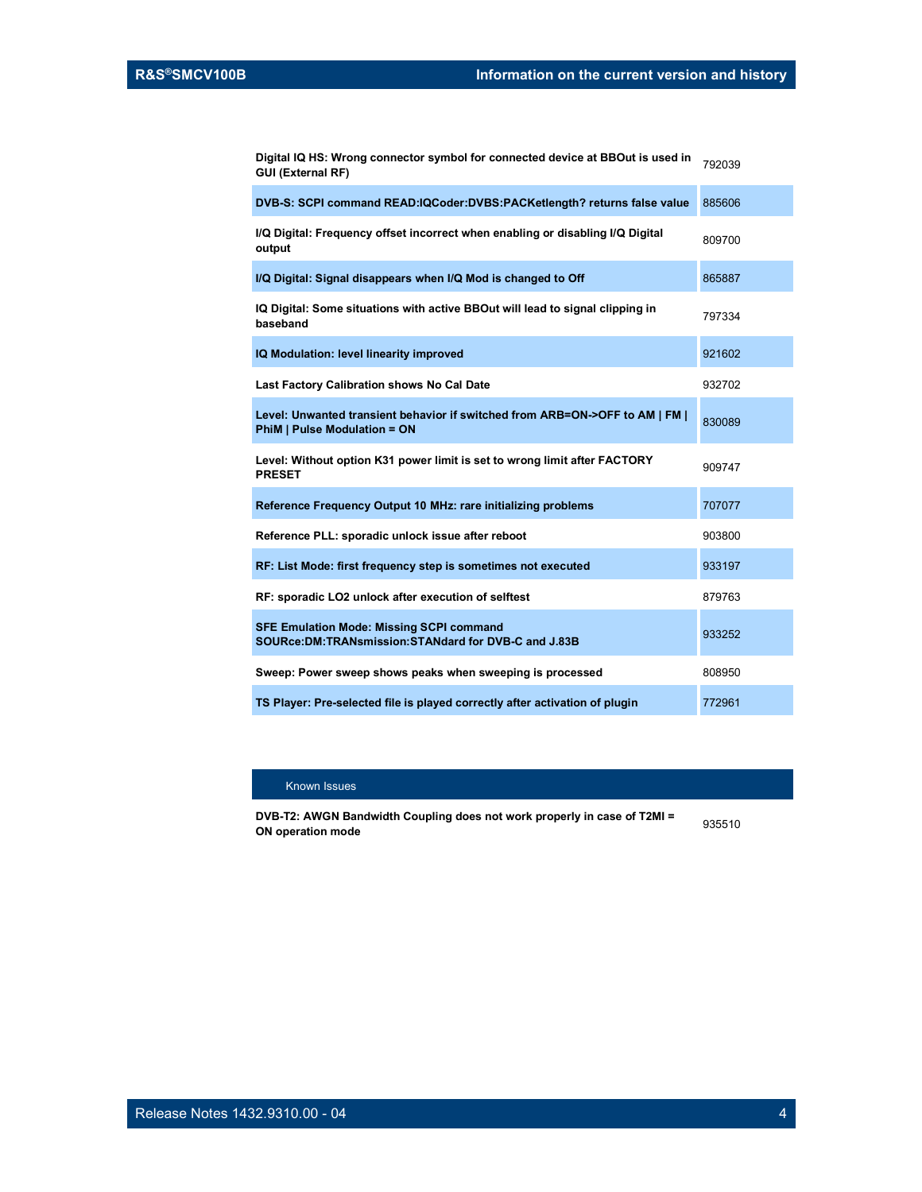| | |
|---|---|
| **Digital IQ HS: Wrong connector symbol for connected device at BBOut is used in GUI (External RF)** | 792039 |
| **DVB-S: SCPI command READ:IQCoder:DVBS:PACKetlength? returns false value** | 885606 |
| **I/Q Digital: Frequency offset incorrect when enabling or disabling I/Q Digital output** | 809700 |
| **I/Q Digital: Signal disappears when I/Q Mod is changed to Off** | 865887 |
| **IQ Digital: Some situations with active BBOut will lead to signal clipping in baseband** | 797334 |
| **IQ Modulation: level linearity improved** | 921602 |
| **Last Factory Calibration shows No Cal Date** | 932702 |
| **Level: Unwanted transient behavior if switched from ARB=ON->OFF to AM \| FM \| PhiM \| Pulse Modulation = ON** | 830089 |
| **Level: Without option K31 power limit is set to wrong limit after FACTORY PRESET** | 909747 |
| **Reference Frequency Output 10 MHz: rare initializing problems** | 707077 |
| **Reference PLL: sporadic unlock issue after reboot** | 903800 |
| **RF: List Mode: first frequency step is sometimes not executed** | 933197 |
| **RF: sporadic LO2 unlock after execution of selftest** | 879763 |
| **SFE Emulation Mode: Missing SCPI command SOURce:DM:TRANsmission:STANdard for DVB-C and J.83B** | 933252 |
| **Sweep: Power sweep shows peaks when sweeping is processed** | 808950 |
| **TS Player: Pre-selected file is played correctly after activation of plugin** | 772961 |

| Known Issues | |
|---|---|
| **DVB-T2: AWGN Bandwidth Coupling does not work properly in case of T2MI = ON operation mode** | 935510 |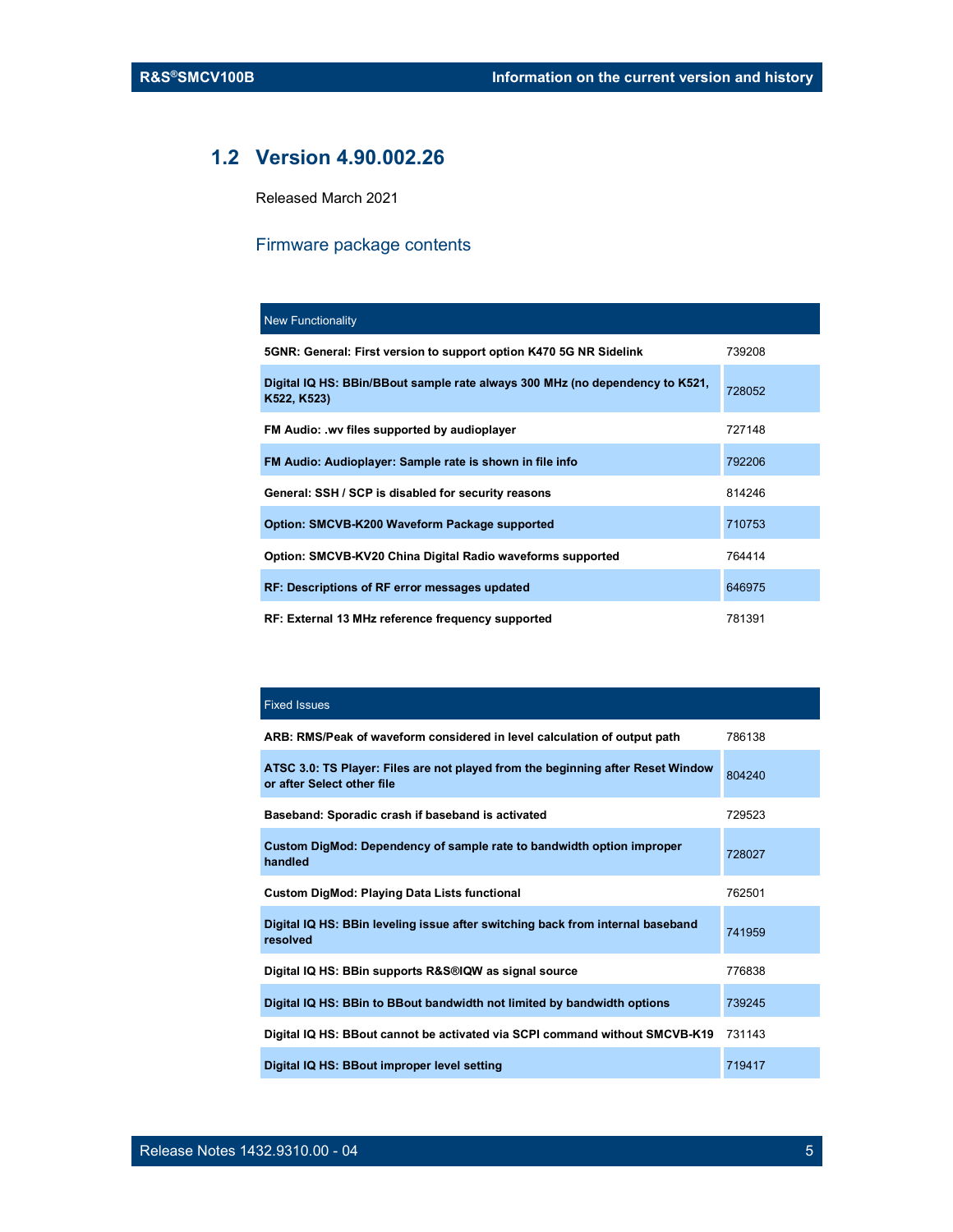## 1.2 Version 4.90.002.26

Released March 2021

### Firmware package contents

| New Functionality | |
|---|---|
| **5GNR: General: First version to support option K470 5G NR Sidelink** | 739208 |
| **Digital IQ HS: BBin/BBout sample rate always 300 MHz (no dependency to K521, K522, K523)** | 728052 |
| **FM Audio: .wv files supported by audioplayer** | 727148 |
| **FM Audio: Audioplayer: Sample rate is shown in file info** | 792206 |
| **General: SSH / SCP is disabled for security reasons** | 814246 |
| **Option: SMCVB-K200 Waveform Package supported** | 710753 |
| **Option: SMCVB-KV20 China Digital Radio waveforms supported** | 764414 |
| **RF: Descriptions of RF error messages updated** | 646975 |
| **RF: External 13 MHz reference frequency supported** | 781391 |

| Fixed Issues | |
|---|---|
| **ARB: RMS/Peak of waveform considered in level calculation of output path** | 786138 |
| **ATSC 3.0: TS Player: Files are not played from the beginning after Reset Window or after Select other file** | 804240 |
| **Baseband: Sporadic crash if baseband is activated** | 729523 |
| **Custom DigMod: Dependency of sample rate to bandwidth option improper handled** | 728027 |
| **Custom DigMod: Playing Data Lists functional** | 762501 |
| **Digital IQ HS: BBin leveling issue after switching back from internal baseband resolved** | 741959 |
| **Digital IQ HS: BBin supports R&S®IQW as signal source** | 776838 |
| **Digital IQ HS: BBin to BBout bandwidth not limited by bandwidth options** | 739245 |
| **Digital IQ HS: BBout cannot be activated via SCPI command without SMCVB-K19** | 731143 |
| **Digital IQ HS: BBout improper level setting** | 719417 |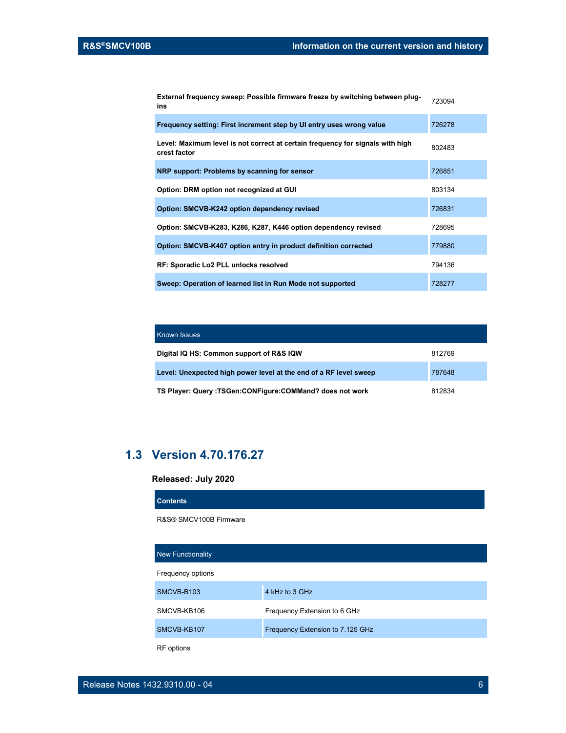| | |
|---|---|
| **External frequency sweep: Possible firmware freeze by switching between plug-ins** | 723094 |
| **Frequency setting: First increment step by UI entry uses wrong value** | 726278 |
| **Level: Maximum level is not correct at certain frequency for signals with high crest factor** | 802483 |
| **NRP support: Problems by scanning for sensor** | 726851 |
| **Option: DRM option not recognized at GUI** | 803134 |
| **Option: SMCVB-K242 option dependency revised** | 726831 |
| **Option: SMCVB-K283, K286, K287, K446 option dependency revised** | 728695 |
| **Option: SMCVB-K407 option entry in product definition corrected** | 779880 |
| **RF: Sporadic Lo2 PLL unlocks resolved** | 794136 |
| **Sweep: Operation of learned list in Run Mode not supported** | 728277 |

| Known Issues | |
|---|---|
| **Digital IQ HS: Common support of R&S IQW** | 812769 |
| **Level: Unexpected high power level at the end of a RF level sweep** | 787648 |
| **TS Player: Query :TSGen:CONFigure:COMMand? does not work** | 812834 |

## 1.3 Version 4.70.176.27

**Released: July 2020**

| **Contents** |
|---|
| R&S® SMCV100B Firmware |

| New Functionality | |
|---|---|
| Frequency options | |
| SMCVB-B103 | 4 kHz to 3 GHz |
| SMCVB-KB106 | Frequency Extension to 6 GHz |
| SMCVB-KB107 | Frequency Extension to 7.125 GHz |
| RF options | |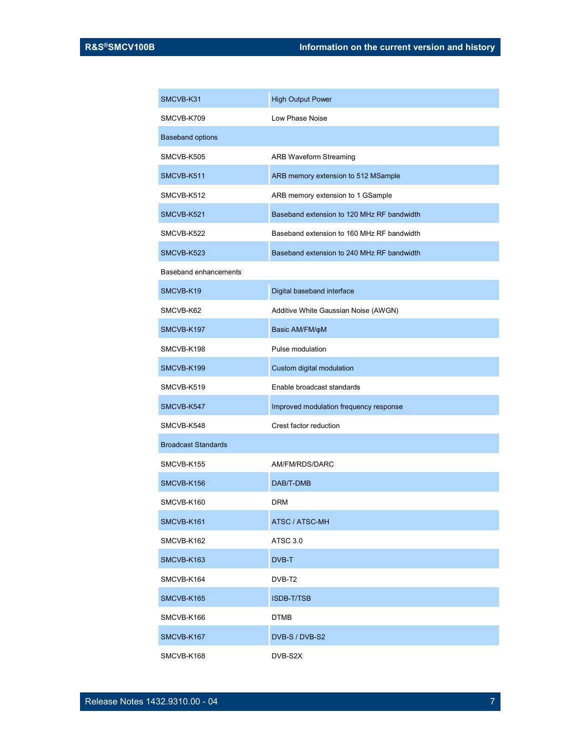| | |
|---|---|
| SMCVB-K31 | High Output Power |
| SMCVB-K709 | Low Phase Noise |
| Baseband options | |
| SMCVB-K505 | ARB Waveform Streaming |
| SMCVB-K511 | ARB memory extension to 512 MSample |
| SMCVB-K512 | ARB memory extension to 1 GSample |
| SMCVB-K521 | Baseband extension to 120 MHz RF bandwidth |
| SMCVB-K522 | Baseband extension to 160 MHz RF bandwidth |
| SMCVB-K523 | Baseband extension to 240 MHz RF bandwidth |
| Baseband enhancements | |
| SMCVB-K19 | Digital baseband interface |
| SMCVB-K62 | Additive White Gaussian Noise (AWGN) |
| SMCVB-K197 | Basic AM/FM/φM |
| SMCVB-K198 | Pulse modulation |
| SMCVB-K199 | Custom digital modulation |
| SMCVB-K519 | Enable broadcast standards |
| SMCVB-K547 | Improved modulation frequency response |
| SMCVB-K548 | Crest factor reduction |
| Broadcast Standards | |
| SMCVB-K155 | AM/FM/RDS/DARC |
| SMCVB-K156 | DAB/T-DMB |
| SMCVB-K160 | DRM |
| SMCVB-K161 | ATSC / ATSC-MH |
| SMCVB-K162 | ATSC 3.0 |
| SMCVB-K163 | DVB-T |
| SMCVB-K164 | DVB-T2 |
| SMCVB-K165 | ISDB-T/TSB |
| SMCVB-K166 | DTMB |
| SMCVB-K167 | DVB-S / DVB-S2 |
| SMCVB-K168 | DVB-S2X |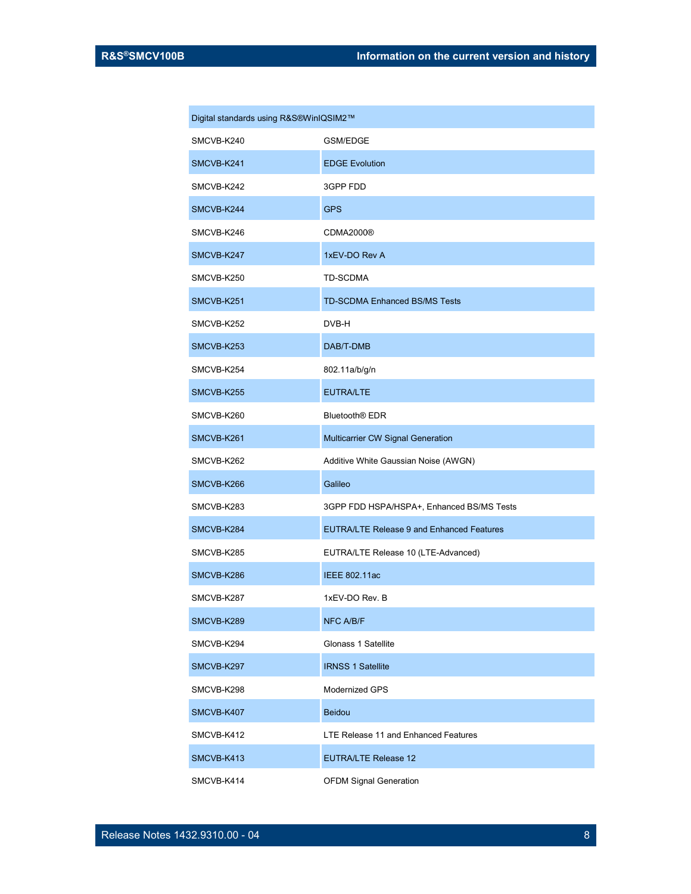| Digital standards using R&S®WinIQSIM2™ | |
|---|---|
| SMCVB-K240 | GSM/EDGE |
| SMCVB-K241 | EDGE Evolution |
| SMCVB-K242 | 3GPP FDD |
| SMCVB-K244 | GPS |
| SMCVB-K246 | CDMA2000® |
| SMCVB-K247 | 1xEV-DO Rev A |
| SMCVB-K250 | TD-SCDMA |
| SMCVB-K251 | TD-SCDMA Enhanced BS/MS Tests |
| SMCVB-K252 | DVB-H |
| SMCVB-K253 | DAB/T-DMB |
| SMCVB-K254 | 802.11a/b/g/n |
| SMCVB-K255 | EUTRA/LTE |
| SMCVB-K260 | Bluetooth® EDR |
| SMCVB-K261 | Multicarrier CW Signal Generation |
| SMCVB-K262 | Additive White Gaussian Noise (AWGN) |
| SMCVB-K266 | Galileo |
| SMCVB-K283 | 3GPP FDD HSPA/HSPA+, Enhanced BS/MS Tests |
| SMCVB-K284 | EUTRA/LTE Release 9 and Enhanced Features |
| SMCVB-K285 | EUTRA/LTE Release 10 (LTE-Advanced) |
| SMCVB-K286 | IEEE 802.11ac |
| SMCVB-K287 | 1xEV-DO Rev. B |
| SMCVB-K289 | NFC A/B/F |
| SMCVB-K294 | Glonass 1 Satellite |
| SMCVB-K297 | IRNSS 1 Satellite |
| SMCVB-K298 | Modernized GPS |
| SMCVB-K407 | Beidou |
| SMCVB-K412 | LTE Release 11 and Enhanced Features |
| SMCVB-K413 | EUTRA/LTE Release 12 |
| SMCVB-K414 | OFDM Signal Generation |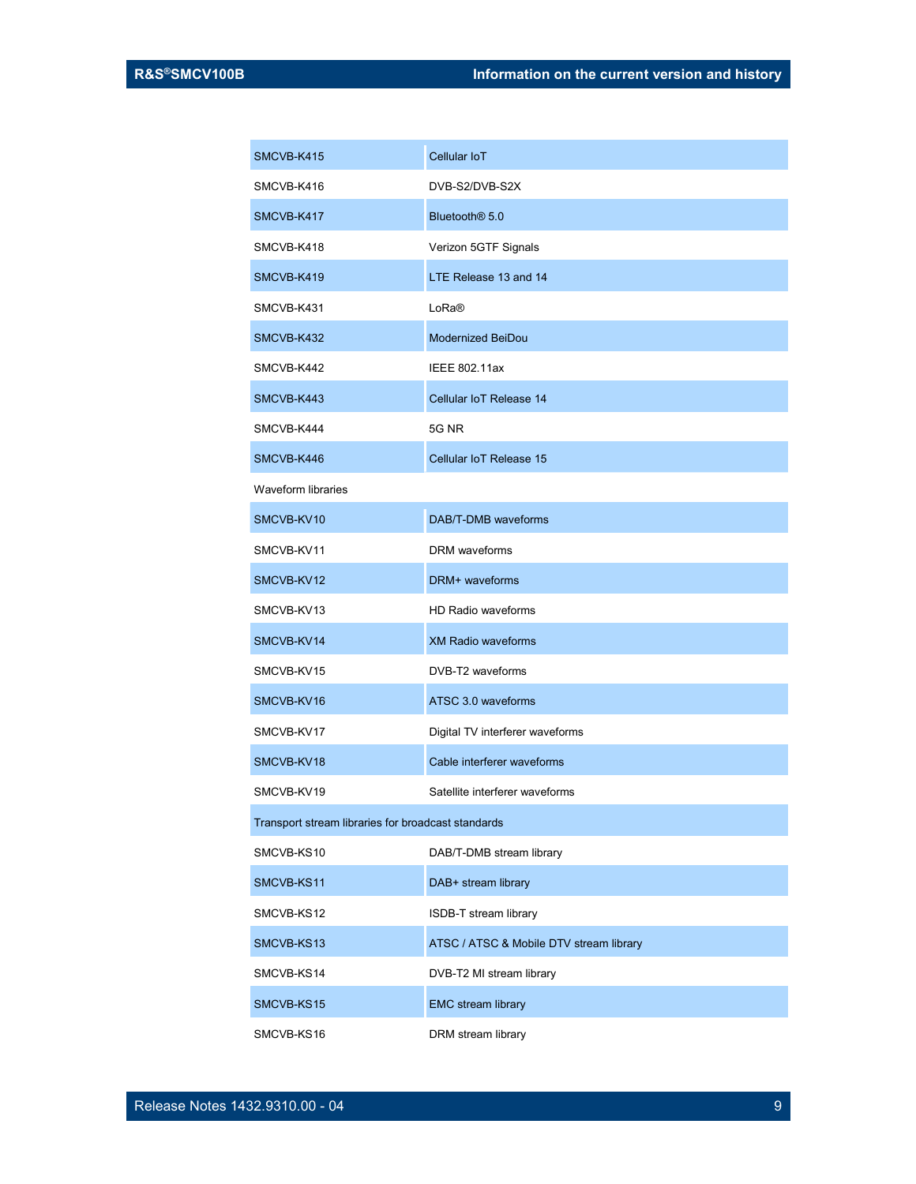| | |
|---|---|
| SMCVB-K415 | Cellular IoT |
| SMCVB-K416 | DVB-S2/DVB-S2X |
| SMCVB-K417 | Bluetooth® 5.0 |
| SMCVB-K418 | Verizon 5GTF Signals |
| SMCVB-K419 | LTE Release 13 and 14 |
| SMCVB-K431 | LoRa® |
| SMCVB-K432 | Modernized BeiDou |
| SMCVB-K442 | IEEE 802.11ax |
| SMCVB-K443 | Cellular IoT Release 14 |
| SMCVB-K444 | 5G NR |
| SMCVB-K446 | Cellular IoT Release 15 |
| Waveform libraries | |
| SMCVB-KV10 | DAB/T-DMB waveforms |
| SMCVB-KV11 | DRM waveforms |
| SMCVB-KV12 | DRM+ waveforms |
| SMCVB-KV13 | HD Radio waveforms |
| SMCVB-KV14 | XM Radio waveforms |
| SMCVB-KV15 | DVB-T2 waveforms |
| SMCVB-KV16 | ATSC 3.0 waveforms |
| SMCVB-KV17 | Digital TV interferer waveforms |
| SMCVB-KV18 | Cable interferer waveforms |
| SMCVB-KV19 | Satellite interferer waveforms |
| Transport stream libraries for broadcast standards | |
| SMCVB-KS10 | DAB/T-DMB stream library |
| SMCVB-KS11 | DAB+ stream library |
| SMCVB-KS12 | ISDB-T stream library |
| SMCVB-KS13 | ATSC / ATSC & Mobile DTV stream library |
| SMCVB-KS14 | DVB-T2 MI stream library |
| SMCVB-KS15 | EMC stream library |
| SMCVB-KS16 | DRM stream library |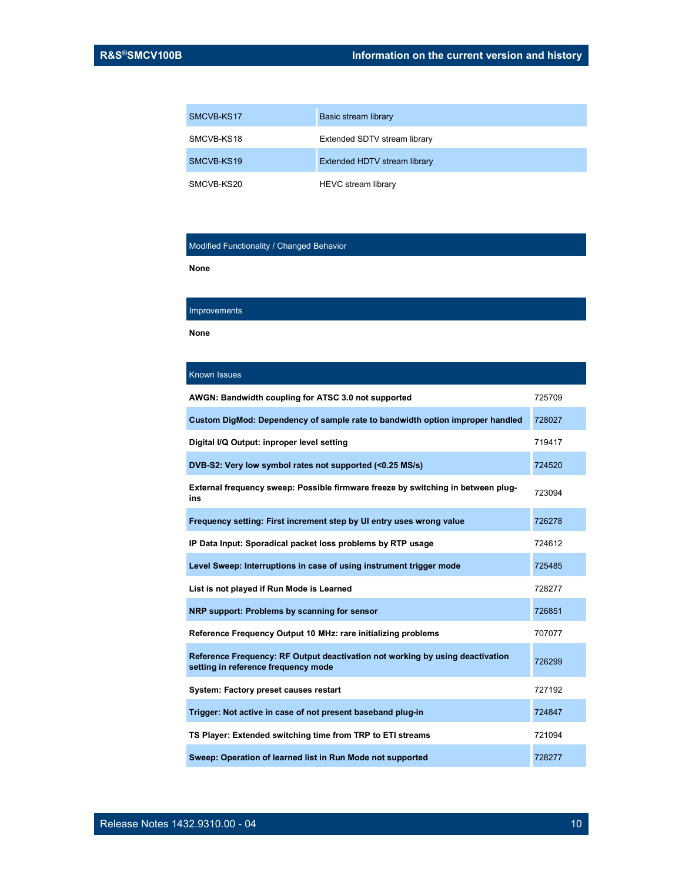| | |
|---|---|
| SMCVB-KS17 | Basic stream library |
| SMCVB-KS18 | Extended SDTV stream library |
| SMCVB-KS19 | Extended HDTV stream library |
| SMCVB-KS20 | HEVC stream library |

## Modified Functionality / Changed Behavior

**None**

## Improvements

**None**

## Known Issues

| | |
|---|---|
| **AWGN: Bandwidth coupling for ATSC 3.0 not supported** | 725709 |
| **Custom DigMod: Dependency of sample rate to bandwidth option improper handled** | 728027 |
| **Digital I/Q Output: inproper level setting** | 719417 |
| **DVB-S2: Very low symbol rates not supported (<0.25 MS/s)** | 724520 |
| **External frequency sweep: Possible firmware freeze by switching in between plug-ins** | 723094 |
| **Frequency setting: First increment step by UI entry uses wrong value** | 726278 |
| **IP Data Input: Sporadical packet loss problems by RTP usage** | 724612 |
| **Level Sweep: Interruptions in case of using instrument trigger mode** | 725485 |
| **List is not played if Run Mode is Learned** | 728277 |
| **NRP support: Problems by scanning for sensor** | 726851 |
| **Reference Frequency Output 10 MHz: rare initializing problems** | 707077 |
| **Reference Frequency: RF Output deactivation not working by using deactivation setting in reference frequency mode** | 726299 |
| **System: Factory preset causes restart** | 727192 |
| **Trigger: Not active in case of not present baseband plug-in** | 724847 |
| **TS Player: Extended switching time from TRP to ETI streams** | 721094 |
| **Sweep: Operation of learned list in Run Mode not supported** | 728277 |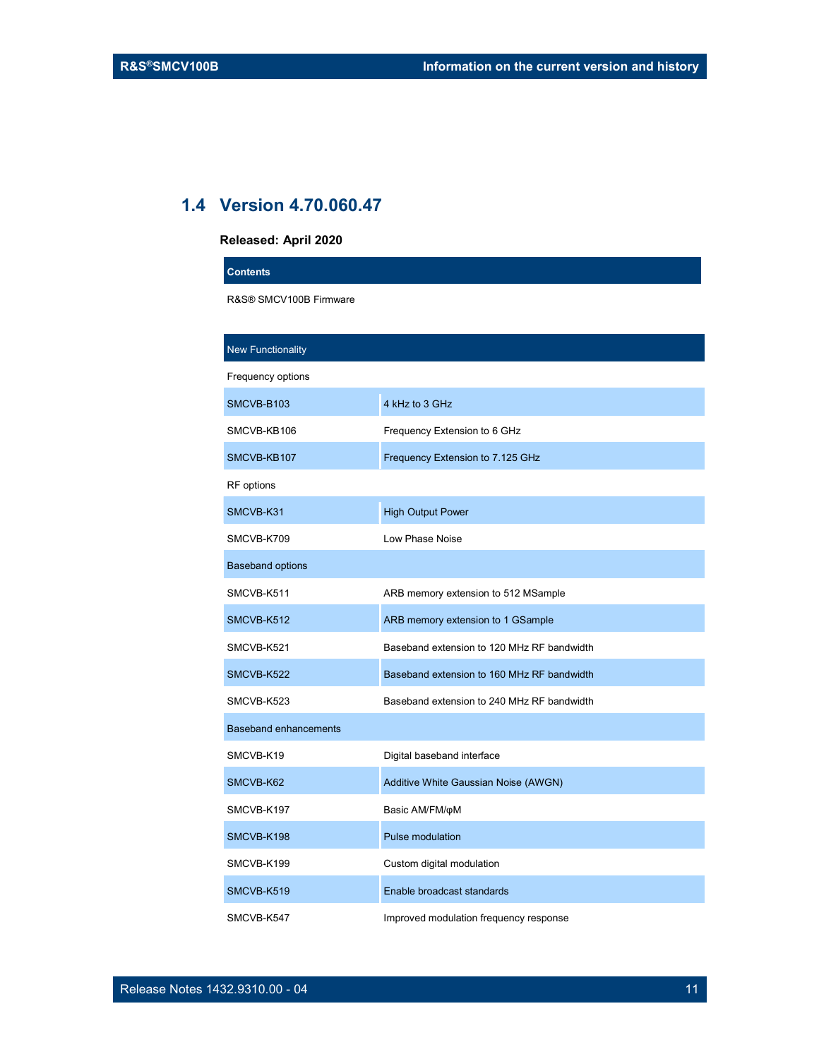## 1.4 Version 4.70.060.47

**Released: April 2020**

| Contents |
|---|
| R&S® SMCV100B Firmware |

| New Functionality | |
|---|---|
| Frequency options | |
| SMCVB-B103 | 4 kHz to 3 GHz |
| SMCVB-KB106 | Frequency Extension to 6 GHz |
| SMCVB-KB107 | Frequency Extension to 7.125 GHz |
| RF options | |
| SMCVB-K31 | High Output Power |
| SMCVB-K709 | Low Phase Noise |
| Baseband options | |
| SMCVB-K511 | ARB memory extension to 512 MSample |
| SMCVB-K512 | ARB memory extension to 1 GSample |
| SMCVB-K521 | Baseband extension to 120 MHz RF bandwidth |
| SMCVB-K522 | Baseband extension to 160 MHz RF bandwidth |
| SMCVB-K523 | Baseband extension to 240 MHz RF bandwidth |
| Baseband enhancements | |
| SMCVB-K19 | Digital baseband interface |
| SMCVB-K62 | Additive White Gaussian Noise (AWGN) |
| SMCVB-K197 | Basic AM/FM/φM |
| SMCVB-K198 | Pulse modulation |
| SMCVB-K199 | Custom digital modulation |
| SMCVB-K519 | Enable broadcast standards |
| SMCVB-K547 | Improved modulation frequency response |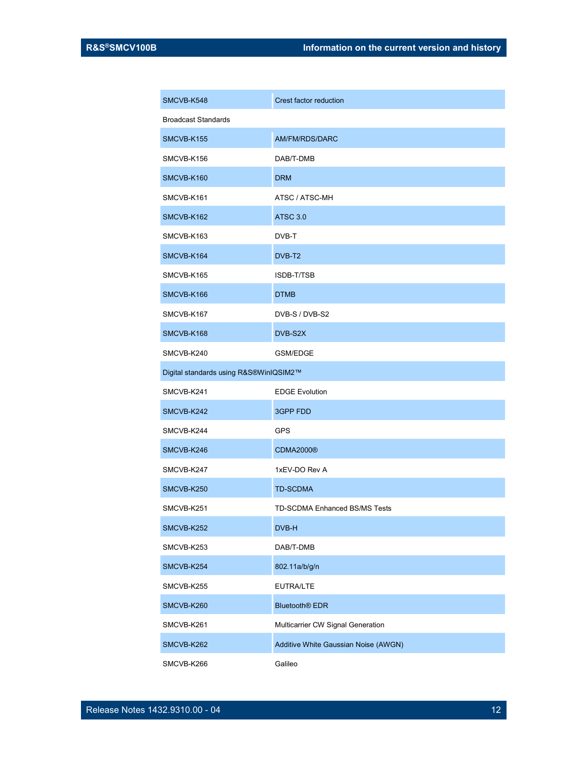| | |
|---|---|
| SMCVB-K548 | Crest factor reduction |
| Broadcast Standards | |
| SMCVB-K155 | AM/FM/RDS/DARC |
| SMCVB-K156 | DAB/T-DMB |
| SMCVB-K160 | DRM |
| SMCVB-K161 | ATSC / ATSC-MH |
| SMCVB-K162 | ATSC 3.0 |
| SMCVB-K163 | DVB-T |
| SMCVB-K164 | DVB-T2 |
| SMCVB-K165 | ISDB-T/TSB |
| SMCVB-K166 | DTMB |
| SMCVB-K167 | DVB-S / DVB-S2 |
| SMCVB-K168 | DVB-S2X |
| SMCVB-K240 | GSM/EDGE |
| Digital standards using R&S®WinIQSIM2™ | |
| SMCVB-K241 | EDGE Evolution |
| SMCVB-K242 | 3GPP FDD |
| SMCVB-K244 | GPS |
| SMCVB-K246 | CDMA2000® |
| SMCVB-K247 | 1xEV-DO Rev A |
| SMCVB-K250 | TD-SCDMA |
| SMCVB-K251 | TD-SCDMA Enhanced BS/MS Tests |
| SMCVB-K252 | DVB-H |
| SMCVB-K253 | DAB/T-DMB |
| SMCVB-K254 | 802.11a/b/g/n |
| SMCVB-K255 | EUTRA/LTE |
| SMCVB-K260 | Bluetooth® EDR |
| SMCVB-K261 | Multicarrier CW Signal Generation |
| SMCVB-K262 | Additive White Gaussian Noise (AWGN) |
| SMCVB-K266 | Galileo |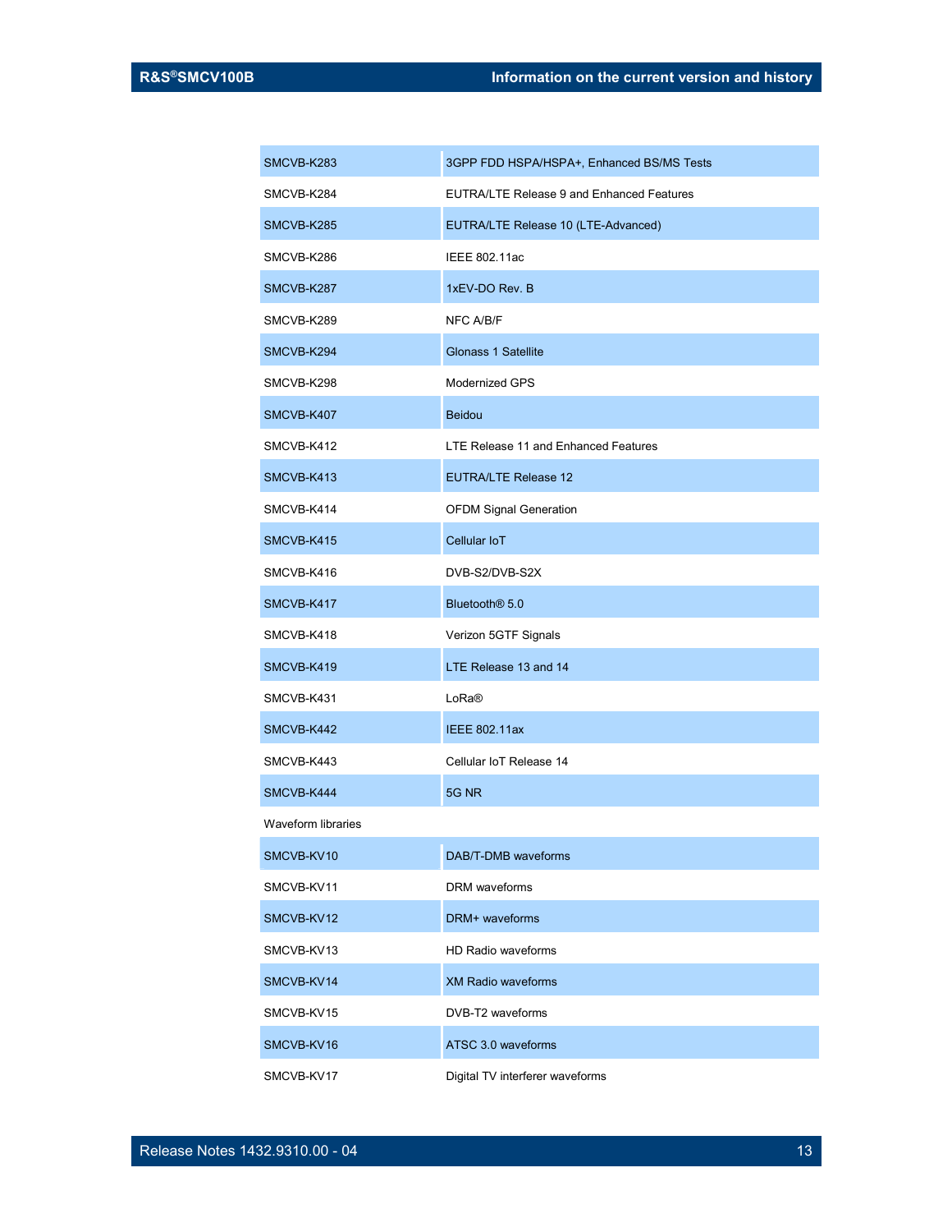| | |
|---|---|
| SMCVB-K283 | 3GPP FDD HSPA/HSPA+, Enhanced BS/MS Tests |
| SMCVB-K284 | EUTRA/LTE Release 9 and Enhanced Features |
| SMCVB-K285 | EUTRA/LTE Release 10 (LTE-Advanced) |
| SMCVB-K286 | IEEE 802.11ac |
| SMCVB-K287 | 1xEV-DO Rev. B |
| SMCVB-K289 | NFC A/B/F |
| SMCVB-K294 | Glonass 1 Satellite |
| SMCVB-K298 | Modernized GPS |
| SMCVB-K407 | Beidou |
| SMCVB-K412 | LTE Release 11 and Enhanced Features |
| SMCVB-K413 | EUTRA/LTE Release 12 |
| SMCVB-K414 | OFDM Signal Generation |
| SMCVB-K415 | Cellular IoT |
| SMCVB-K416 | DVB-S2/DVB-S2X |
| SMCVB-K417 | Bluetooth® 5.0 |
| SMCVB-K418 | Verizon 5GTF Signals |
| SMCVB-K419 | LTE Release 13 and 14 |
| SMCVB-K431 | LoRa® |
| SMCVB-K442 | IEEE 802.11ax |
| SMCVB-K443 | Cellular IoT Release 14 |
| SMCVB-K444 | 5G NR |
| Waveform libraries | |
| SMCVB-KV10 | DAB/T-DMB waveforms |
| SMCVB-KV11 | DRM waveforms |
| SMCVB-KV12 | DRM+ waveforms |
| SMCVB-KV13 | HD Radio waveforms |
| SMCVB-KV14 | XM Radio waveforms |
| SMCVB-KV15 | DVB-T2 waveforms |
| SMCVB-KV16 | ATSC 3.0 waveforms |
| SMCVB-KV17 | Digital TV interferer waveforms |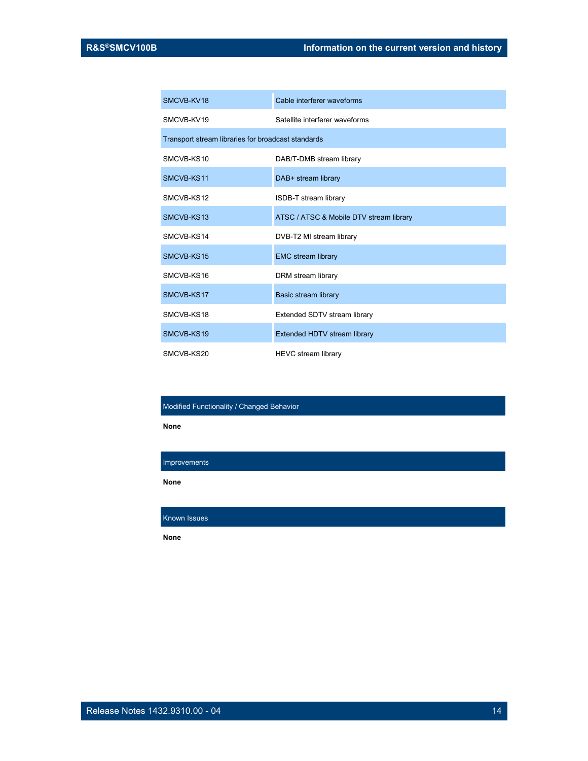| | |
|---|---|
| SMCVB-KV18 | Cable interferer waveforms |
| SMCVB-KV19 | Satellite interferer waveforms |
| Transport stream libraries for broadcast standards | |
| SMCVB-KS10 | DAB/T-DMB stream library |
| SMCVB-KS11 | DAB+ stream library |
| SMCVB-KS12 | ISDB-T stream library |
| SMCVB-KS13 | ATSC / ATSC & Mobile DTV stream library |
| SMCVB-KS14 | DVB-T2 MI stream library |
| SMCVB-KS15 | EMC stream library |
| SMCVB-KS16 | DRM stream library |
| SMCVB-KS17 | Basic stream library |
| SMCVB-KS18 | Extended SDTV stream library |
| SMCVB-KS19 | Extended HDTV stream library |
| SMCVB-KS20 | HEVC stream library |

## Modified Functionality / Changed Behavior

**None**

## Improvements

**None**

## Known Issues

**None**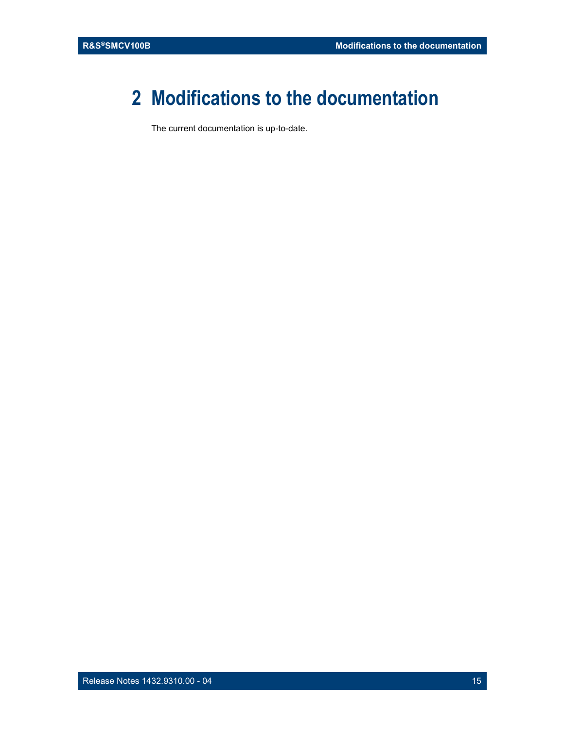# 2 Modifications to the documentation

The current documentation is up-to-date.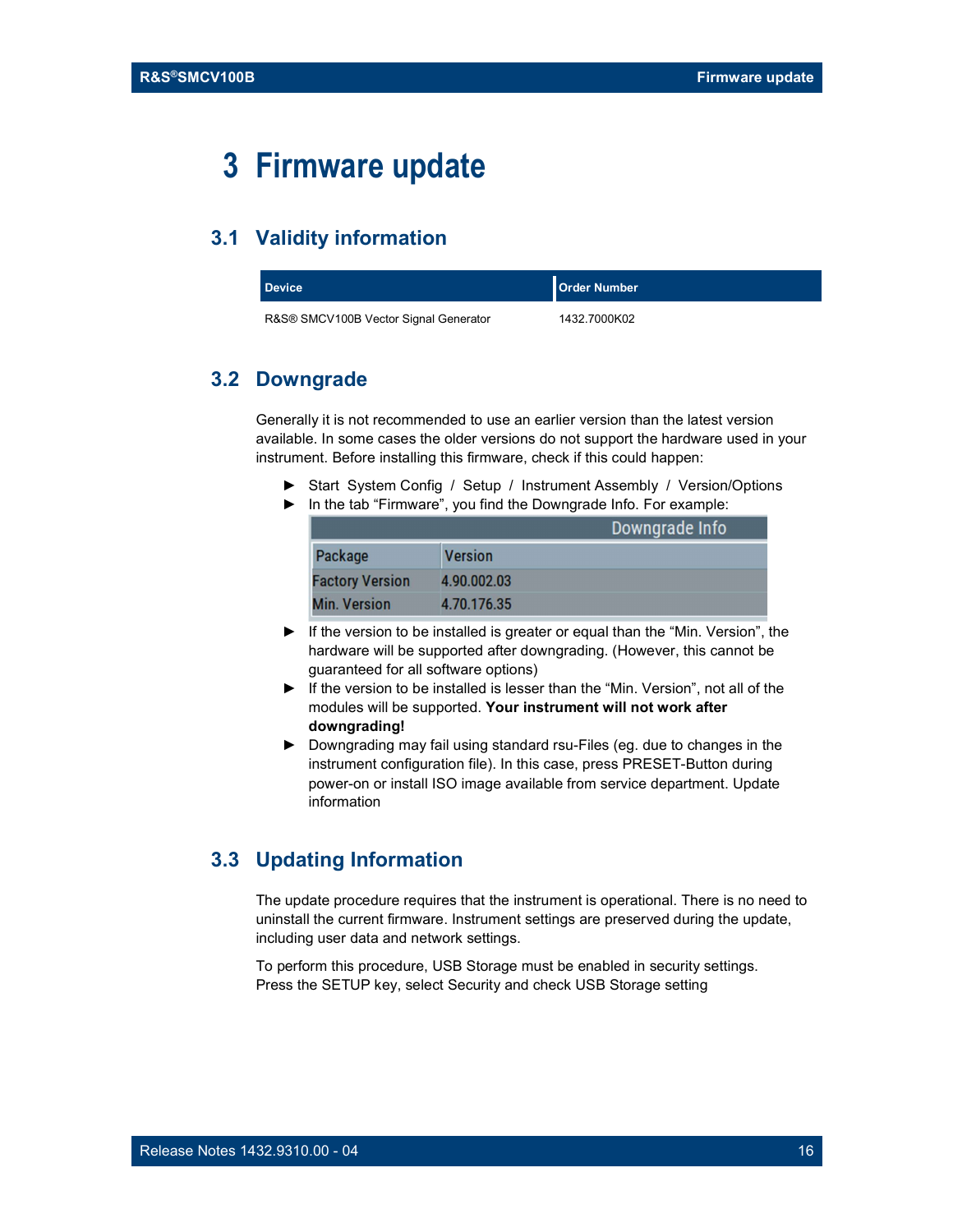# 3 Firmware update

## 3.1 Validity information

| Device | Order Number |
|---|---|
| R&S® SMCV100B Vector Signal Generator | 1432.7000K02 |

## 3.2 Downgrade

Generally it is not recommended to use an earlier version than the latest version available. In some cases the older versions do not support the hardware used in your instrument. Before installing this firmware, check if this could happen:

- ► Start System Config / Setup / Instrument Assembly / Version/Options
- ► In the tab "Firmware", you find the Downgrade Info. For example:

| Downgrade Info | |
|---|---|
| Package | Version |
| Factory Version | 4.90.002.03 |
| Min. Version | 4.70.176.35 |

- ► If the version to be installed is greater or equal than the "Min. Version", the hardware will be supported after downgrading. (However, this cannot be guaranteed for all software options)
- ► If the version to be installed is lesser than the "Min. Version", not all of the modules will be supported. **Your instrument will not work after downgrading!**
- ► Downgrading may fail using standard rsu-Files (eg. due to changes in the instrument configuration file). In this case, press PRESET-Button during power-on or install ISO image available from service department. Update information

## 3.3 Updating Information

The update procedure requires that the instrument is operational. There is no need to uninstall the current firmware. Instrument settings are preserved during the update, including user data and network settings.

To perform this procedure, USB Storage must be enabled in security settings. Press the SETUP key, select Security and check USB Storage setting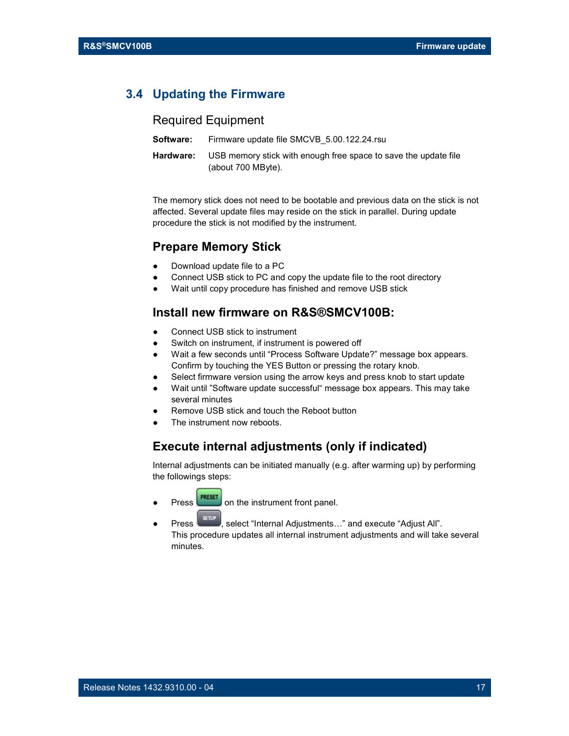## 3.4 Updating the Firmware

### Required Equipment

**Software:** Firmware update file SMCVB_5.00.122.24.rsu

**Hardware:** USB memory stick with enough free space to save the update file (about 700 MByte).

The memory stick does not need to be bootable and previous data on the stick is not affected. Several update files may reside on the stick in parallel. During update procedure the stick is not modified by the instrument.

### Prepare Memory Stick

- Download update file to a PC
- Connect USB stick to PC and copy the update file to the root directory
- Wait until copy procedure has finished and remove USB stick

### Install new firmware on R&S®SMCV100B:

- Connect USB stick to instrument
- Switch on instrument, if instrument is powered off
- Wait a few seconds until "Process Software Update?" message box appears. Confirm by touching the YES Button or pressing the rotary knob.
- Select firmware version using the arrow keys and press knob to start update
- Wait until "Software update successful" message box appears. This may take several minutes
- Remove USB stick and touch the Reboot button
- The instrument now reboots.

### Execute internal adjustments (only if indicated)

Internal adjustments can be initiated manually (e.g. after warming up) by performing the followings steps:

- Press PRESET on the instrument front panel.
- Press SETUP, select "Internal Adjustments…" and execute "Adjust All". This procedure updates all internal instrument adjustments and will take several minutes.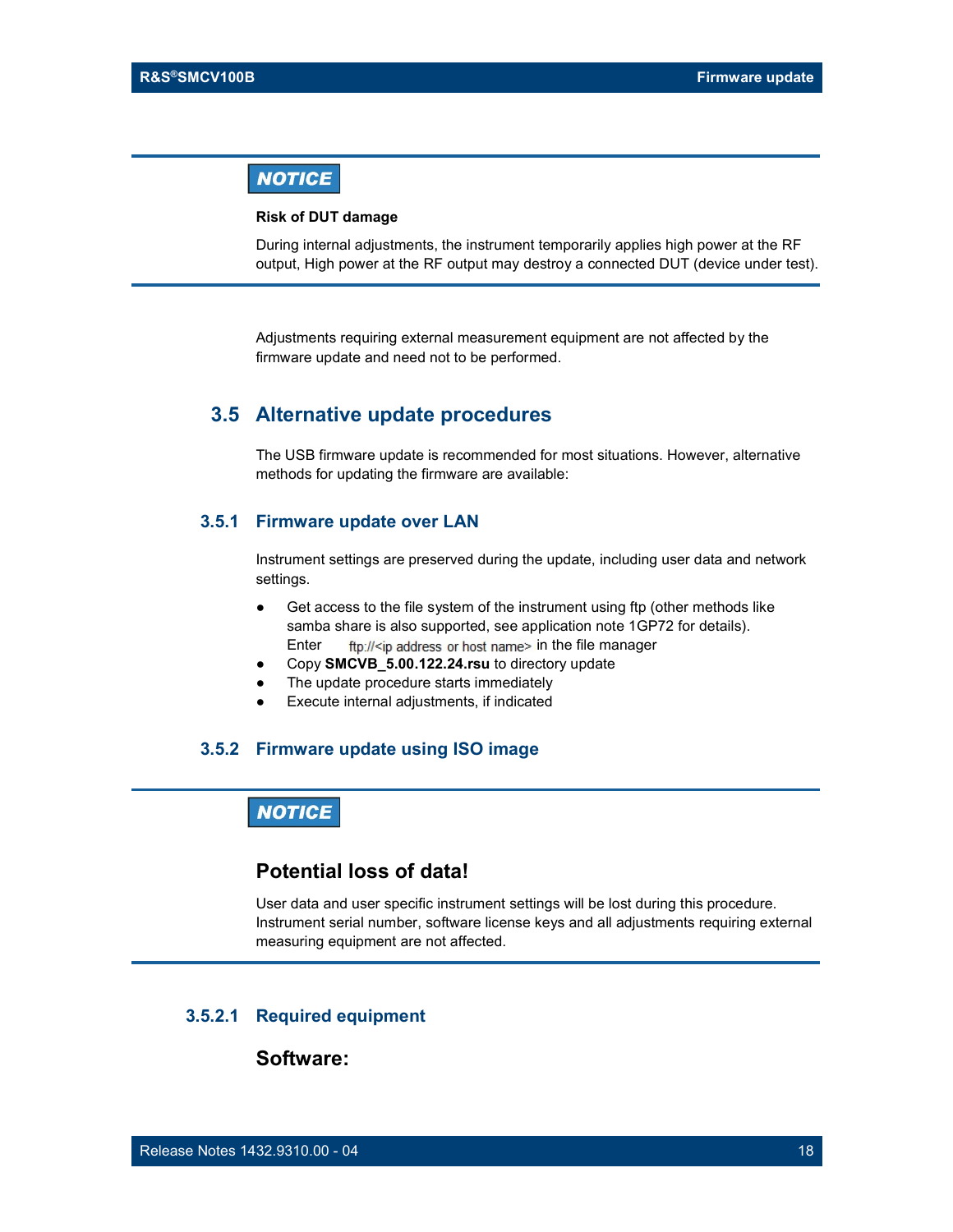**NOTICE**

**Risk of DUT damage**

During internal adjustments, the instrument temporarily applies high power at the RF output, High power at the RF output may destroy a connected DUT (device under test).

Adjustments requiring external measurement equipment are not affected by the firmware update and need not to be performed.

## 3.5 Alternative update procedures

The USB firmware update is recommended for most situations. However, alternative methods for updating the firmware are available:

### 3.5.1 Firmware update over LAN

Instrument settings are preserved during the update, including user data and network settings.

- Get access to the file system of the instrument using ftp (other methods like samba share is also supported, see application note 1GP72 for details). Enter ftp://<ip address or host name> in the file manager
- Copy **SMCVB_5.00.122.24.rsu** to directory update
- The update procedure starts immediately
- Execute internal adjustments, if indicated

### 3.5.2 Firmware update using ISO image

**NOTICE**

**Potential loss of data!**

User data and user specific instrument settings will be lost during this procedure. Instrument serial number, software license keys and all adjustments requiring external measuring equipment are not affected.

#### 3.5.2.1 Required equipment

**Software:**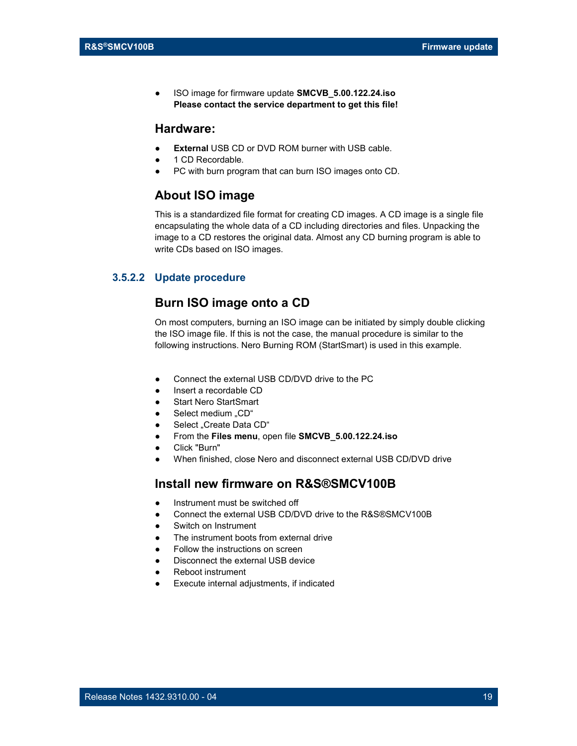- ISO image for firmware update **SMCVB_5.00.122.24.iso**
  **Please contact the service department to get this file!**

## Hardware:

- **External** USB CD or DVD ROM burner with USB cable.
- 1 CD Recordable.
- PC with burn program that can burn ISO images onto CD.

## About ISO image

This is a standardized file format for creating CD images. A CD image is a single file encapsulating the whole data of a CD including directories and files. Unpacking the image to a CD restores the original data. Almost any CD burning program is able to write CDs based on ISO images.

### 3.5.2.2 Update procedure

## Burn ISO image onto a CD

On most computers, burning an ISO image can be initiated by simply double clicking the ISO image file. If this is not the case, the manual procedure is similar to the following instructions. Nero Burning ROM (StartSmart) is used in this example.

- Connect the external USB CD/DVD drive to the PC
- Insert a recordable CD
- Start Nero StartSmart
- Select medium „CD“
- Select „Create Data CD“
- From the **Files menu**, open file **SMCVB_5.00.122.24.iso**
- Click "Burn"
- When finished, close Nero and disconnect external USB CD/DVD drive

## Install new firmware on R&S®SMCV100B

- Instrument must be switched off
- Connect the external USB CD/DVD drive to the R&S®SMCV100B
- Switch on Instrument
- The instrument boots from external drive
- Follow the instructions on screen
- Disconnect the external USB device
- Reboot instrument
- Execute internal adjustments, if indicated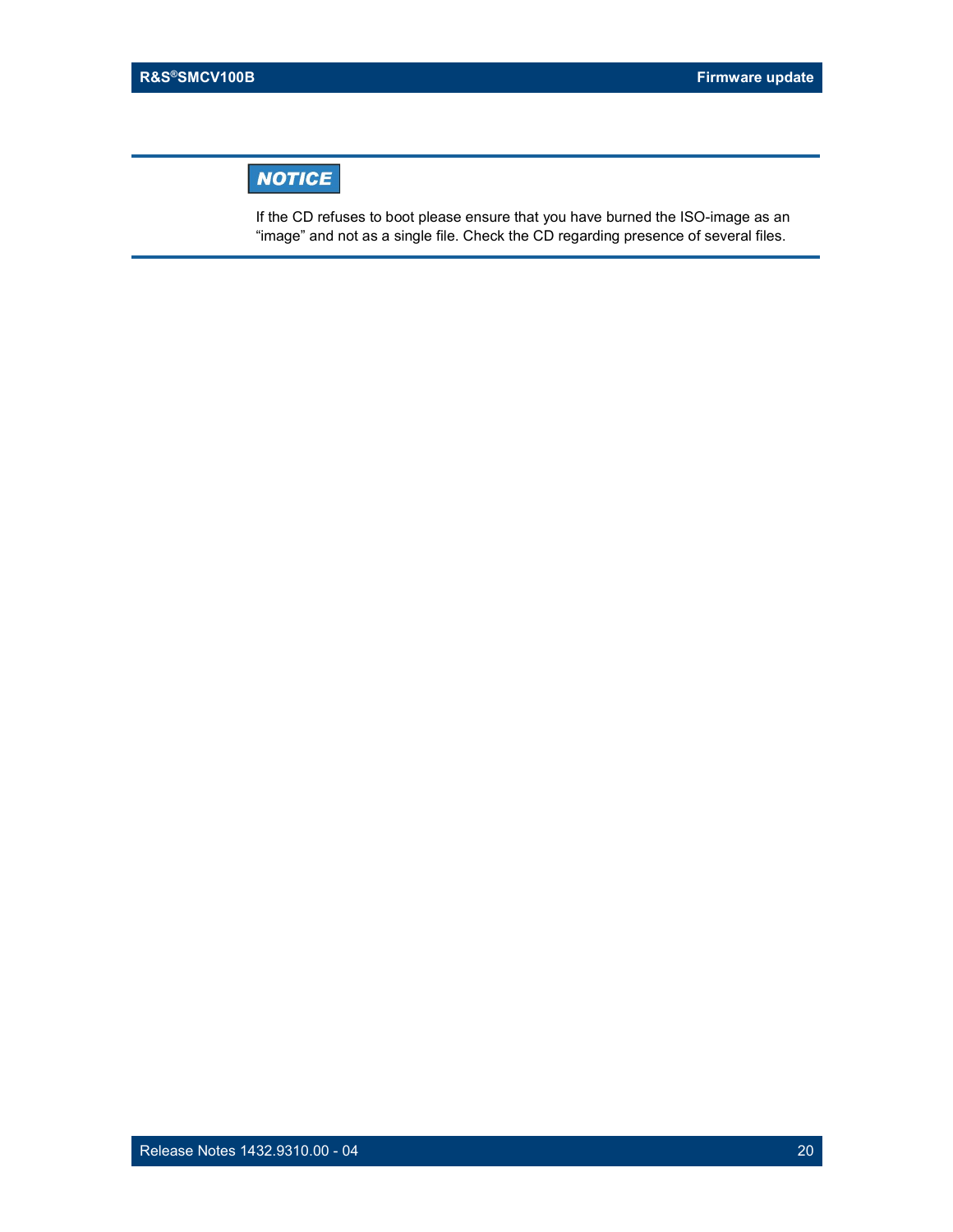**NOTICE**

If the CD refuses to boot please ensure that you have burned the ISO-image as an "image" and not as a single file. Check the CD regarding presence of several files.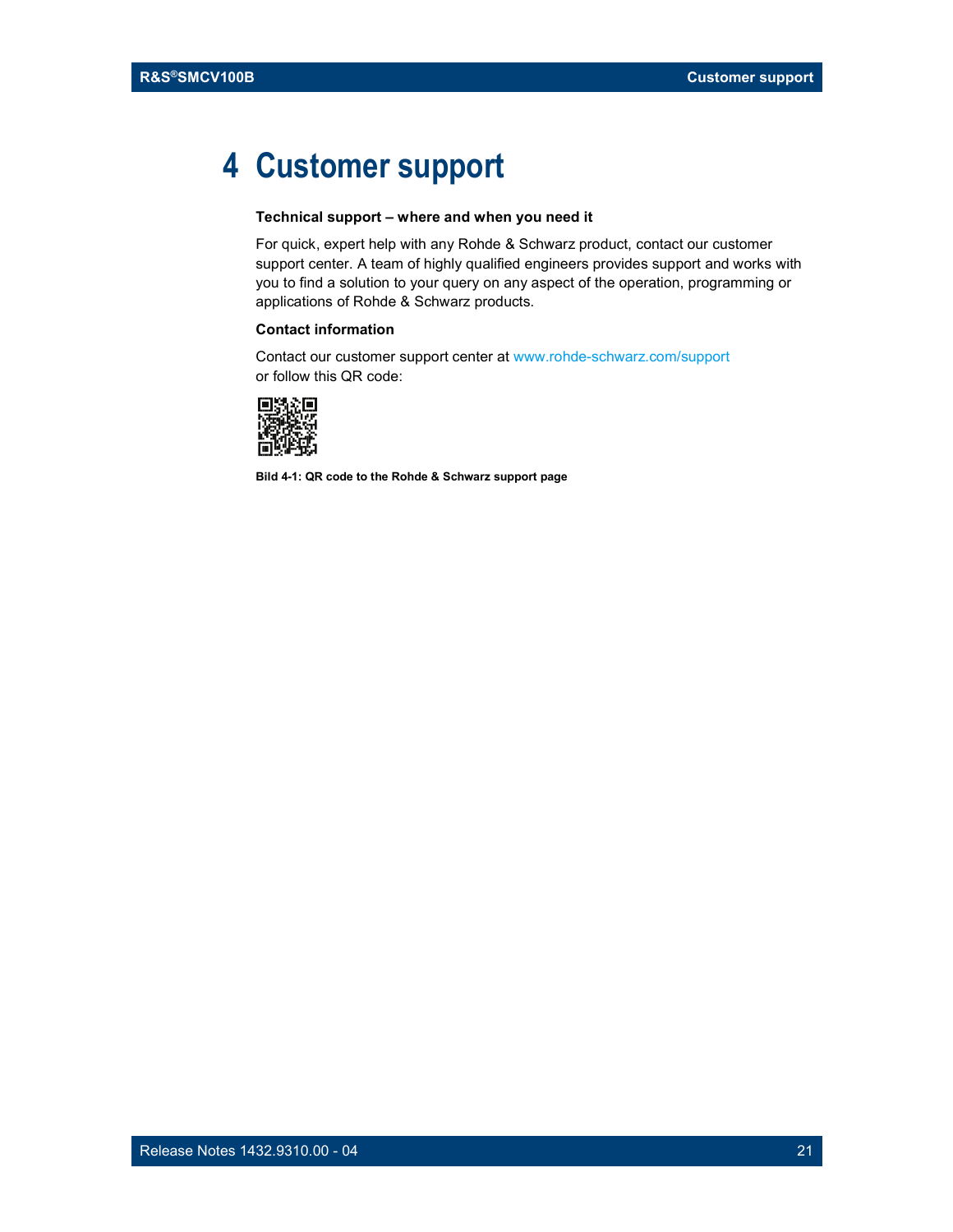# 4 Customer support

**Technical support – where and when you need it**

For quick, expert help with any Rohde & Schwarz product, contact our customer support center. A team of highly qualified engineers provides support and works with you to find a solution to your query on any aspect of the operation, programming or applications of Rohde & Schwarz products.

**Contact information**

Contact our customer support center at www.rohde-schwarz.com/support or follow this QR code:

**Bild 4-1: QR code to the Rohde & Schwarz support page**